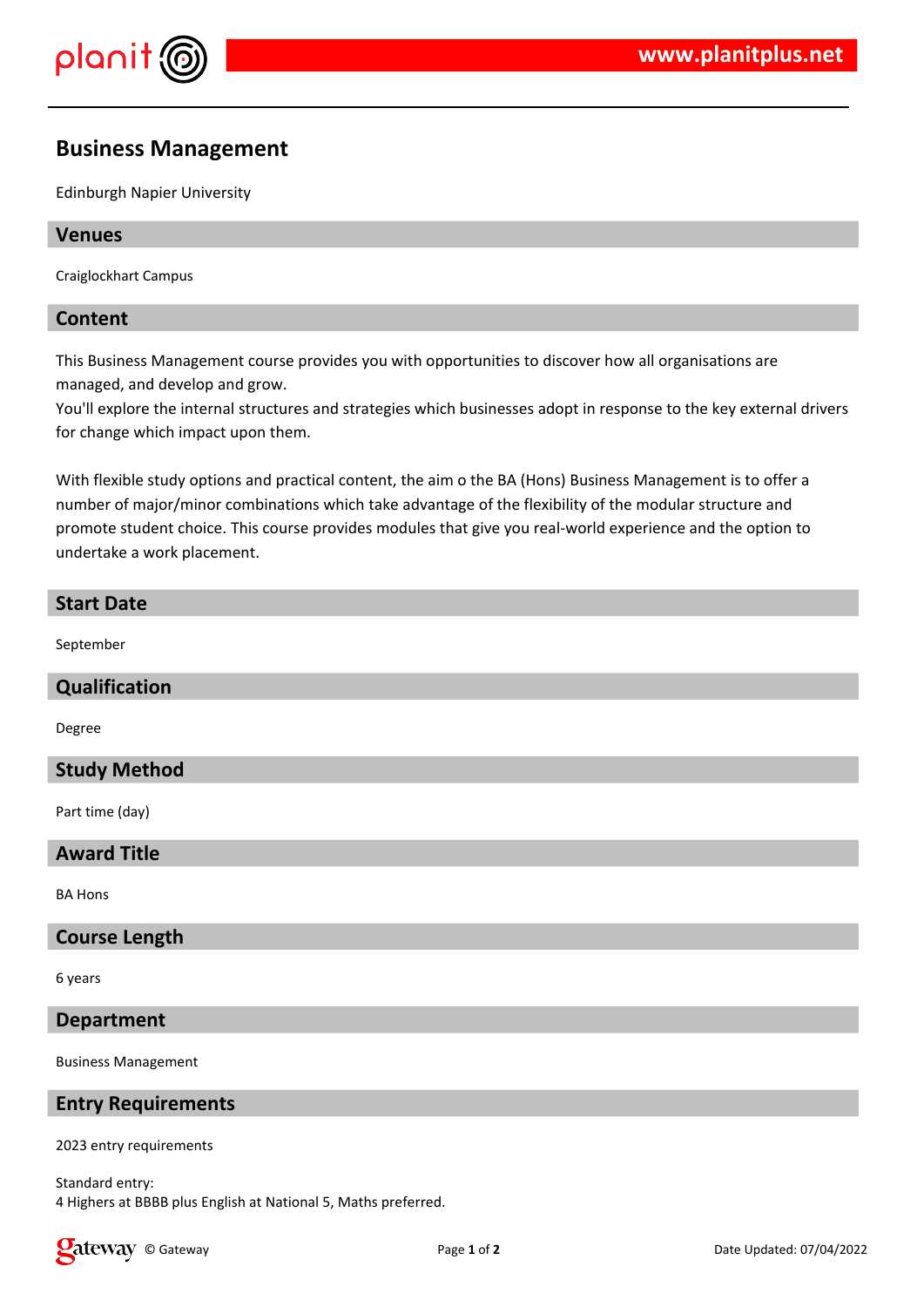# Business Management

Edinburgh Napier University

## Venues

Craiglockhart Campus

## Content

This Business Management course provides you with opportunities to discover how all organisations are managed, and develop and grow.
You'll explore the internal structures and strategies which businesses adopt in response to the key external drivers for change which impact upon them.

With flexible study options and practical content, the aim o the BA (Hons) Business Management is to offer a number of major/minor combinations which take advantage of the flexibility of the modular structure and promote student choice. This course provides modules that give you real-world experience and the option to undertake a work placement.

## Start Date

September

## Qualification

Degree

## Study Method

Part time (day)

## Award Title

BA Hons

## Course Length

6 years

## Department

Business Management

## Entry Requirements

2023 entry requirements

Standard entry:
4 Highers at BBBB plus English at National 5, Maths preferred.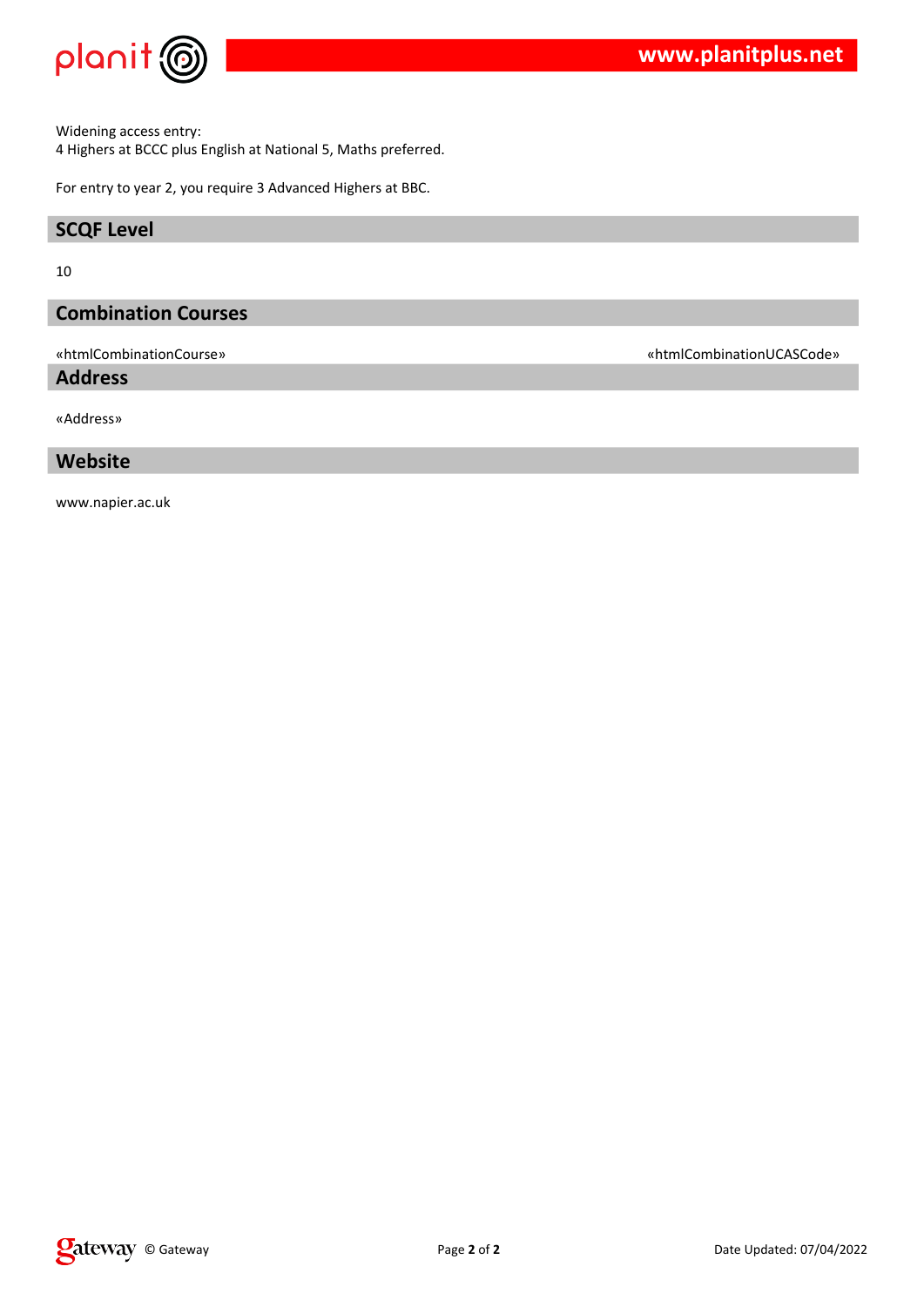Widening access entry:
4 Highers at BCCC plus English at National 5, Maths preferred.

For entry to year 2, you require 3 Advanced Highers at BBC.

## SCQF Level

10

## Combination Courses

«htmlCombinationCourse» «htmlCombinationUCASCode»

## Address

«Address»

## Website

www.napier.ac.uk